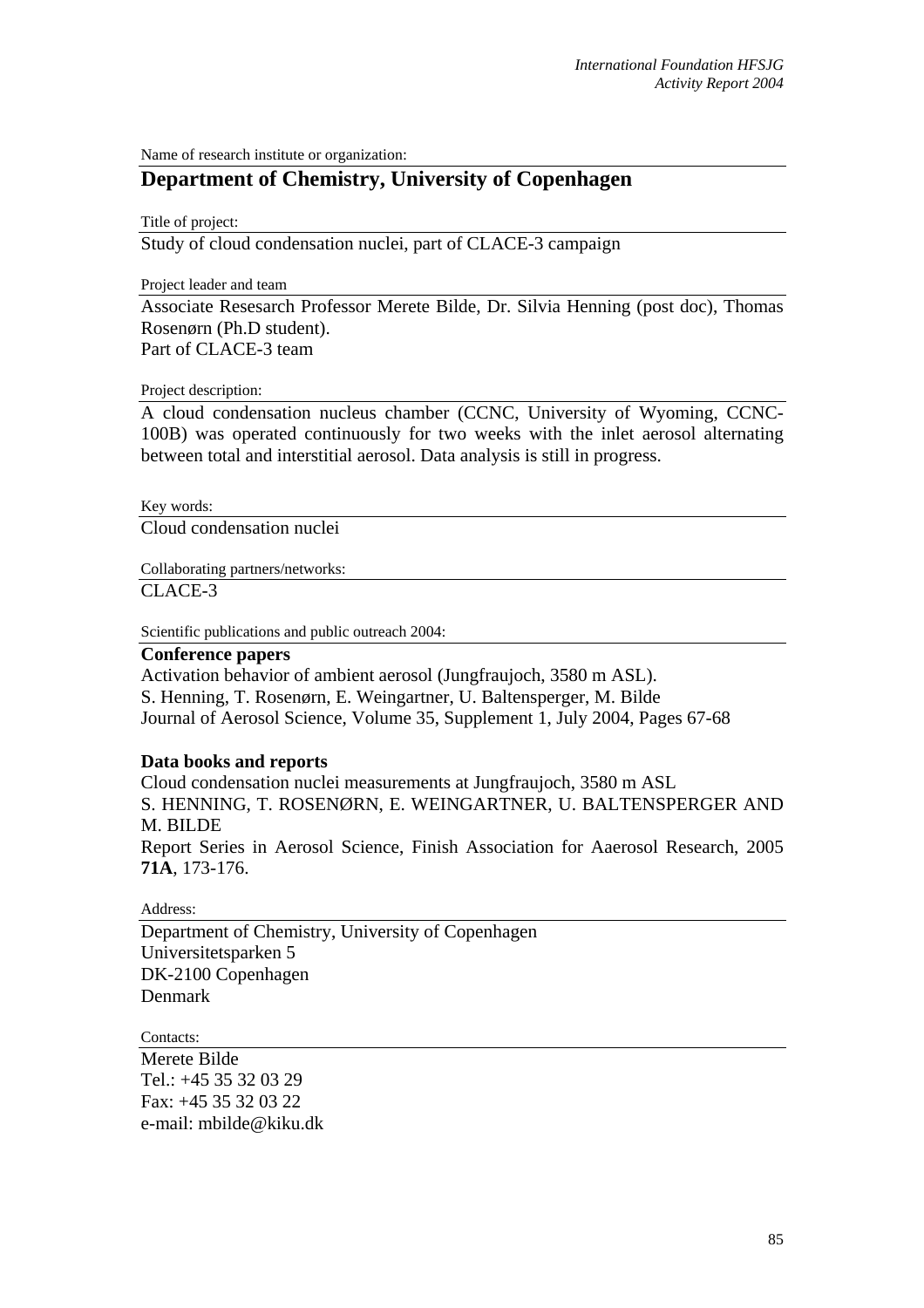Name of research institute or organization:

# Department of Chemistry, University of Copenhagen

Title of project:

Study of cloud condensation nuclei, part of CLACE-3 campaign

Project leader and team

Associate Resesarch Professor Merete Bilde, Dr. Silvia Henning (post doc), Thomas Rosenørn (Ph.D student).
Part of CLACE-3 team

Project description:

A cloud condensation nucleus chamber (CCNC, University of Wyoming, CCNC-100B) was operated continuously for two weeks with the inlet aerosol alternating between total and interstitial aerosol. Data analysis is still in progress.

Key words:

Cloud condensation nuclei

Collaborating partners/networks:

CLACE-3

Scientific publications and public outreach 2004:

**Conference papers**

Activation behavior of ambient aerosol (Jungfraujoch, 3580 m ASL).
S. Henning, T. Rosenørn, E. Weingartner, U. Baltensperger, M. Bilde
Journal of Aerosol Science, Volume 35, Supplement 1, July 2004, Pages 67-68

**Data books and reports**

Cloud condensation nuclei measurements at Jungfraujoch, 3580 m ASL
S. HENNING, T. ROSENØRN, E. WEINGARTNER, U. BALTENSPERGER AND M. BILDE
Report Series in Aerosol Science, Finish Association for Aaerosol Research, 2005 **71A**, 173-176.

Address:

Department of Chemistry, University of Copenhagen
Universitetsparken 5
DK-2100 Copenhagen
Denmark

Contacts:

Merete Bilde
Tel.: +45 35 32 03 29
Fax: +45 35 32 03 22
e-mail: mbilde@kiku.dk